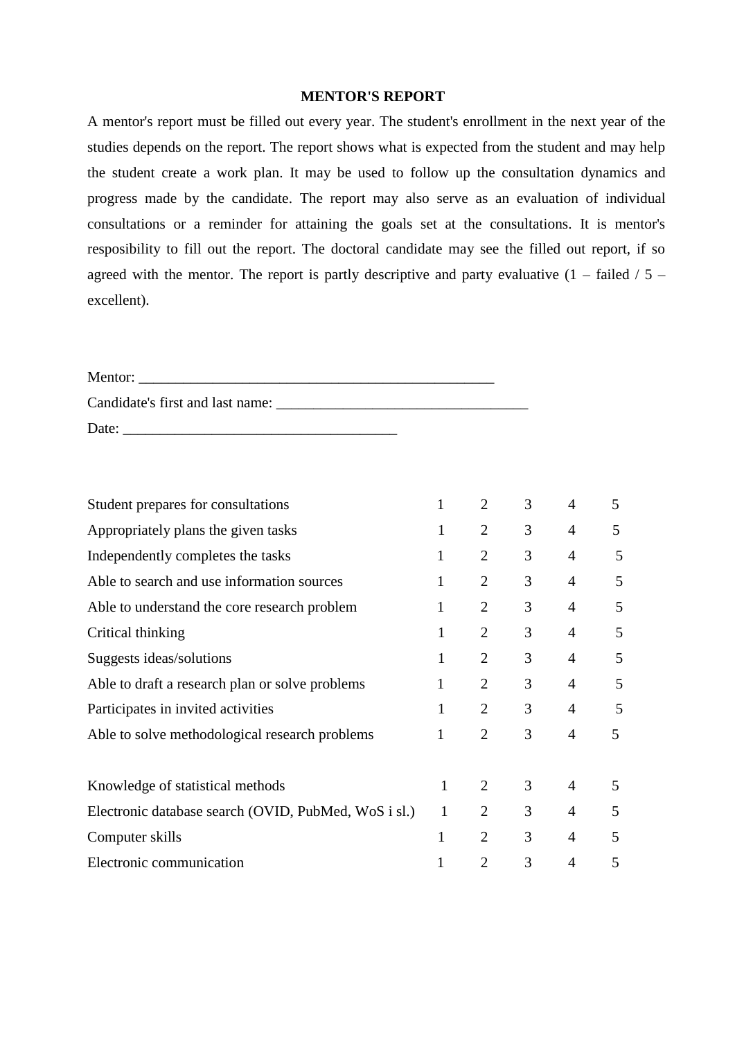# MENTOR'S REPORT

A mentor's report must be filled out every year. The student's enrollment in the next year of the studies depends on the report. The report shows what is expected from the student and may help the student create a work plan. It may be used to follow up the consultation dynamics and progress made by the candidate. The report may also serve as an evaluation of individual consultations or a reminder for attaining the goals set at the consultations. It is mentor's resposibility to fill out the report. The doctoral candidate may see the filled out report, if so agreed with the mentor. The report is partly descriptive and party evaluative (1 – failed / 5 – excellent).

Mentor: ___________________________________________________

Candidate's first and last name: ___________________________________

Date: ______________________________________

| | | | | | |
|---|---|---|---|---|---|
| Student prepares for consultations | 1 | 2 | 3 | 4 | 5 |
| Appropriately plans the given tasks | 1 | 2 | 3 | 4 | 5 |
| Independently completes the tasks | 1 | 2 | 3 | 4 | 5 |
| Able to search and use information sources | 1 | 2 | 3 | 4 | 5 |
| Able to understand the core research problem | 1 | 2 | 3 | 4 | 5 |
| Critical thinking | 1 | 2 | 3 | 4 | 5 |
| Suggests ideas/solutions | 1 | 2 | 3 | 4 | 5 |
| Able to draft a research plan or solve problems | 1 | 2 | 3 | 4 | 5 |
| Participates in invited activities | 1 | 2 | 3 | 4 | 5 |
| Able to solve methodological research problems | 1 | 2 | 3 | 4 | 5 |

| | | | | | |
|---|---|---|---|---|---|
| Knowledge of statistical methods | 1 | 2 | 3 | 4 | 5 |
| Electronic database search (OVID, PubMed, WoS i sl.) | 1 | 2 | 3 | 4 | 5 |
| Computer skills | 1 | 2 | 3 | 4 | 5 |
| Electronic communication | 1 | 2 | 3 | 4 | 5 |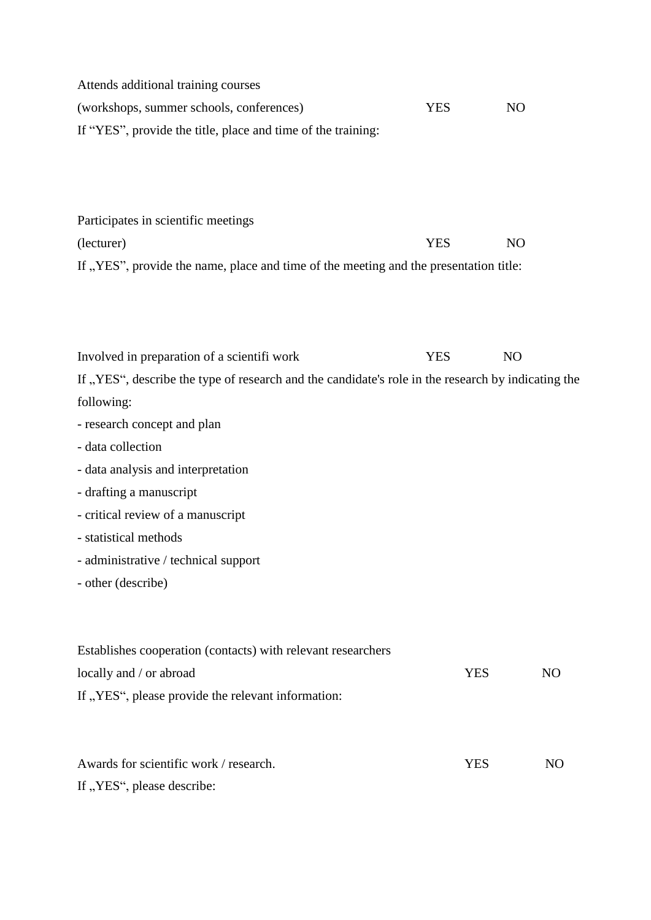Attends additional training courses

(workshops, summer schools, conferences) YES NO

If “YES”, provide the title, place and time of the training:

Participates in scientific meetings

(lecturer) YES NO

If „YES”, provide the name, place and time of the meeting and the presentation title:

Involved in preparation of a scientifi work YES NO

If „YES“, describe the type of research and the candidate's role in the research by indicating the following:

- research concept and plan
- data collection
- data analysis and interpretation
- drafting a manuscript
- critical review of a manuscript
- statistical methods
- administrative / technical support
- other (describe)

Establishes cooperation (contacts) with relevant researchers

locally and / or abroad YES NO

If „YES“, please provide the relevant information:

Awards for scientific work / research. YES NO

If „YES“, please describe: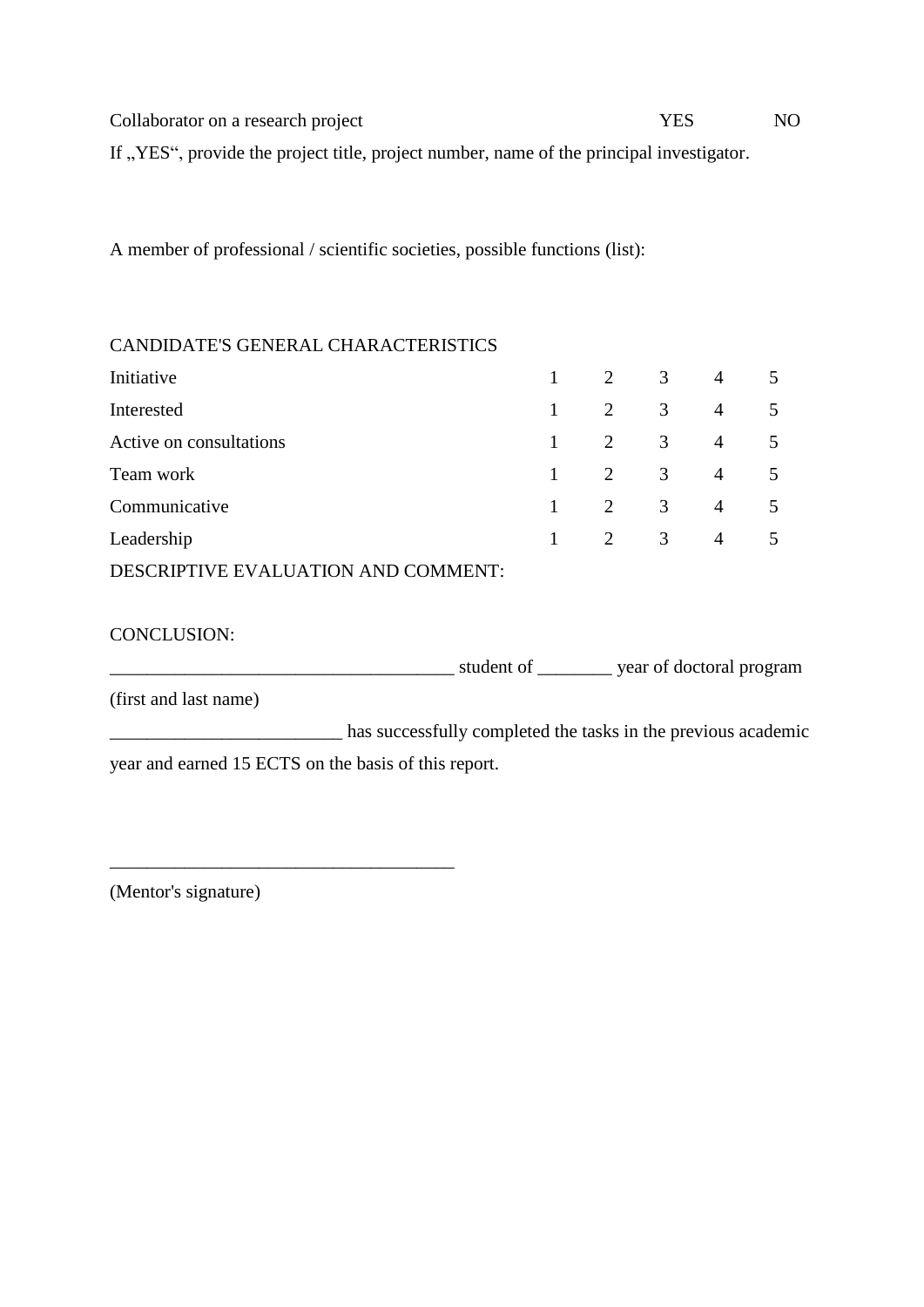Collaborator on a research project YES NO

If „YES“, provide the project title, project number, name of the principal investigator.

A member of professional / scientific societies, possible functions (list):

CANDIDATE'S GENERAL CHARACTERISTICS

| | | | | | |
|---|---|---|---|---|---|
| Initiative | 1 | 2 | 3 | 4 | 5 |
| Interested | 1 | 2 | 3 | 4 | 5 |
| Active on consultations | 1 | 2 | 3 | 4 | 5 |
| Team work | 1 | 2 | 3 | 4 | 5 |
| Communicative | 1 | 2 | 3 | 4 | 5 |
| Leadership | 1 | 2 | 3 | 4 | 5 |

DESCRIPTIVE EVALUATION AND COMMENT:

CONCLUSION:

_____________________________________ student of ________ year of doctoral program

(first and last name)

_________________________ has successfully completed the tasks in the previous academic year and earned 15 ECTS on the basis of this report.

_____________________________________

(Mentor's signature)